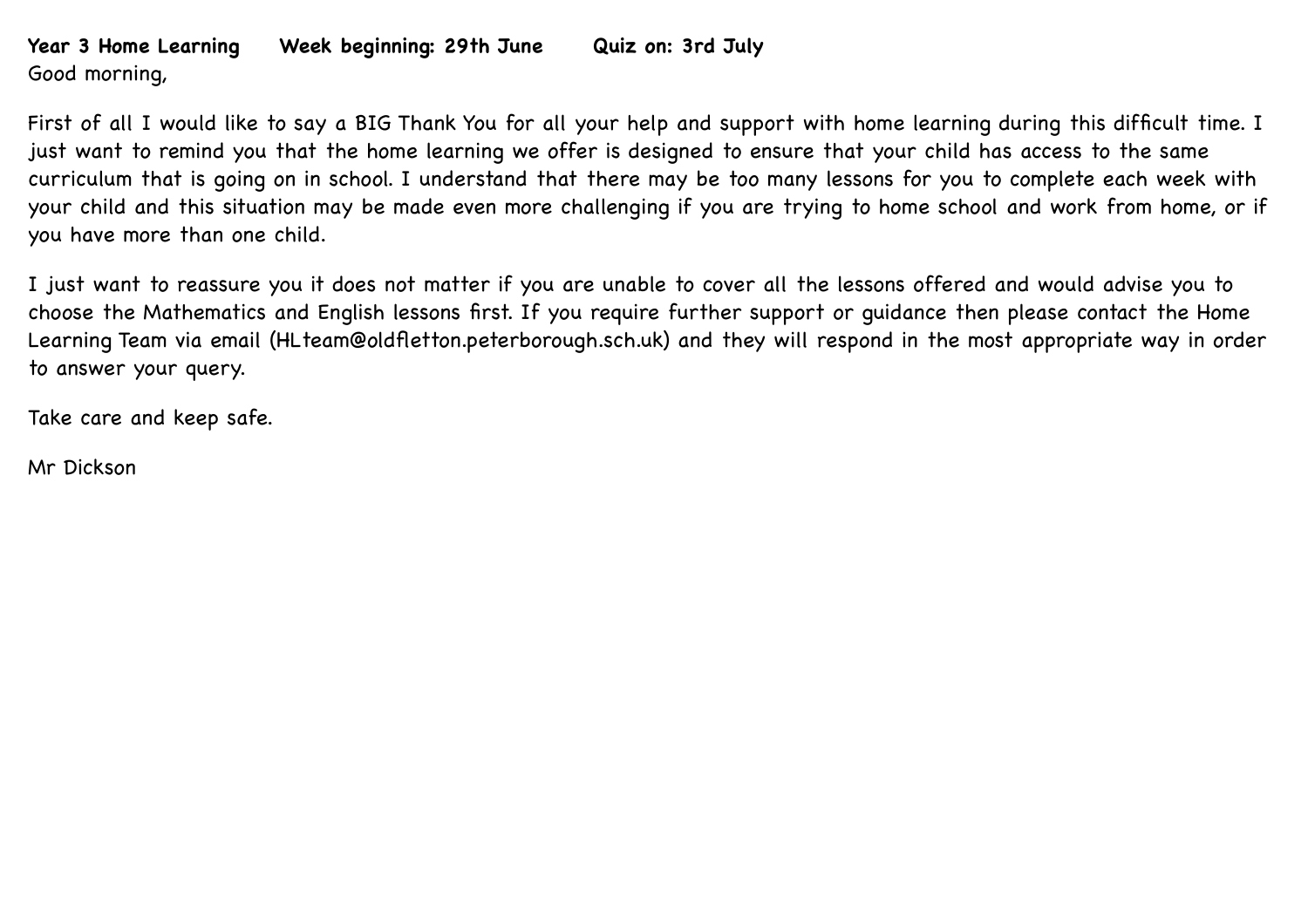**Year 3 Home Learning Week beginning: 29th June Quiz on: 3rd July**

Good morning,

First of all I would like to say a BIG Thank You for all your help and support with home learning during this difficult time. I just want to remind you that the home learning we offer is designed to ensure that your child has access to the same curriculum that is going on in school. I understand that there may be too many lessons for you to complete each week with your child and this situation may be made even more challenging if you are trying to home school and work from home, or if you have more than one child.

I just want to reassure you it does not matter if you are unable to cover all the lessons offered and would advise you to choose the Mathematics and English lessons first. If you require further support or guidance then please contact the Home Learning Team via email (HLteam@oldfletton.peterborough.sch.uk) and they will respond in the most appropriate way in order to answer your query.

Take care and keep safe.

Mr Dickson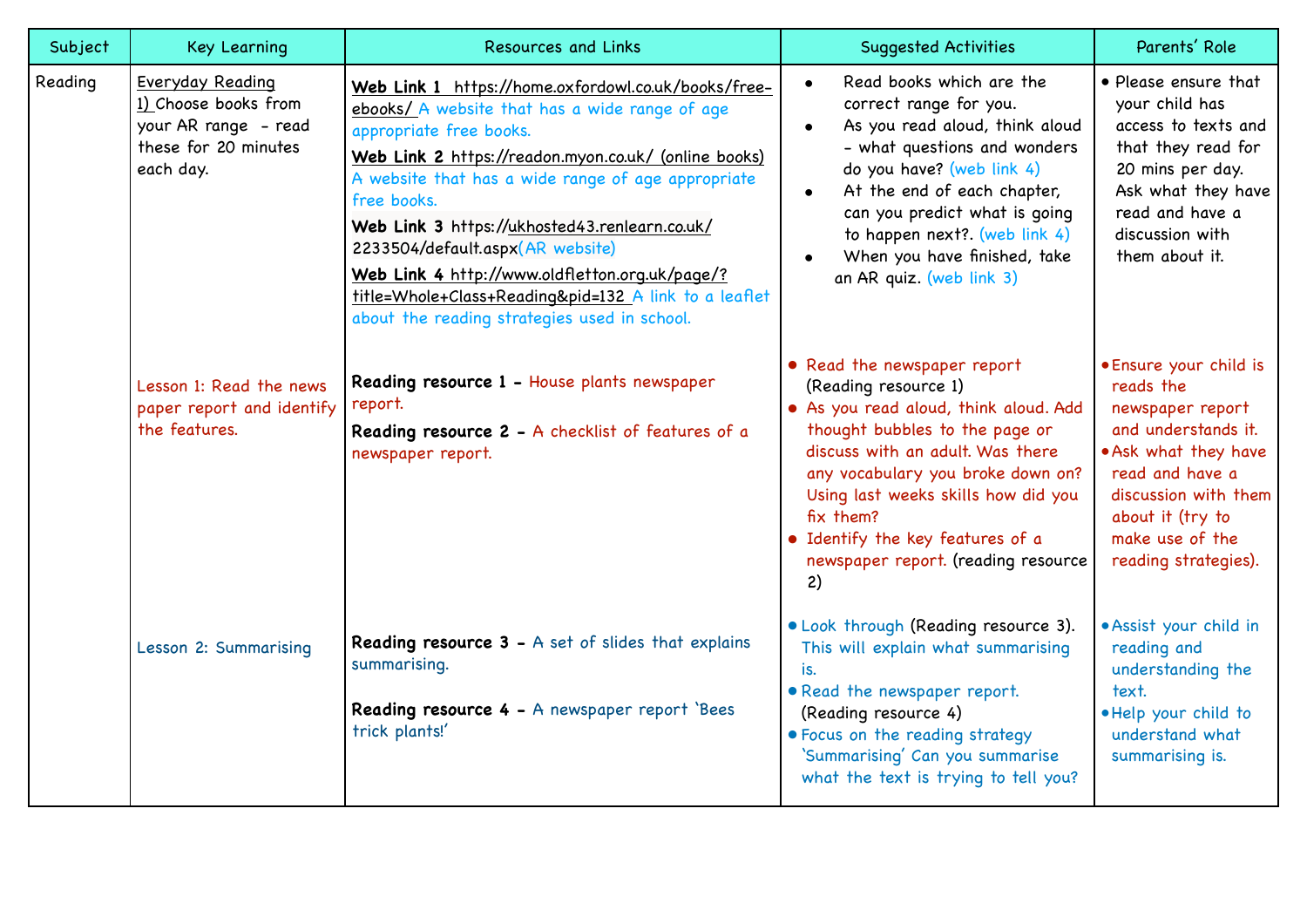| Subject | Key Learning | Resources and Links | Suggested Activities | Parents' Role |
| --- | --- | --- | --- | --- |
| Reading | Everyday Reading<br>1) Choose books from your AR range - read these for 20 minutes each day. | **Web Link 1** https://home.oxfordowl.co.uk/books/free-ebooks/ A website that has a wide range of age appropriate free books.<br>**Web Link 2** https://readon.myon.co.uk/ (online books) A website that has a wide range of age appropriate free books.<br>**Web Link 3** https://ukhosted43.renlearn.co.uk/2233504/default.aspx(AR website)<br>**Web Link 4** http://www.oldfletton.org.uk/page/?title=Whole+Class+Reading&pid=132 A link to a leaflet about the reading strategies used in school. | • Read books which are the correct range for you.<br>• As you read aloud, think aloud - what questions and wonders do you have? (web link 4)<br>• At the end of each chapter, can you predict what is going to happen next?. (web link 4)<br>• When you have finished, take an AR quiz. (web link 3) | • Please ensure that your child has access to texts and that they read for 20 mins per day. Ask what they have read and have a discussion with them about it. |
| | Lesson 1: Read the news paper report and identify the features. | **Reading resource 1 -** House plants newspaper report.<br>**Reading resource 2 -** A checklist of features of a newspaper report. | • Read the newspaper report (Reading resource 1)<br>• As you read aloud, think aloud. Add thought bubbles to the page or discuss with an adult. Was there any vocabulary you broke down on? Using last weeks skills how did you fix them?<br>• Identify the key features of a newspaper report. (reading resource 2) | • Ensure your child is reads the newspaper report and understands it.<br>• Ask what they have read and have a discussion with them about it (try to make use of the reading strategies). |
| | Lesson 2: Summarising | **Reading resource 3 -** A set of slides that explains summarising.<br>**Reading resource 4 -** A newspaper report 'Bees trick plants!' | • Look through (Reading resource 3). This will explain what summarising is.<br>• Read the newspaper report. (Reading resource 4)<br>• Focus on the reading strategy 'Summarising' Can you summarise what the text is trying to tell you? | • Assist your child in reading and understanding the text.<br>• Help your child to understand what summarising is. |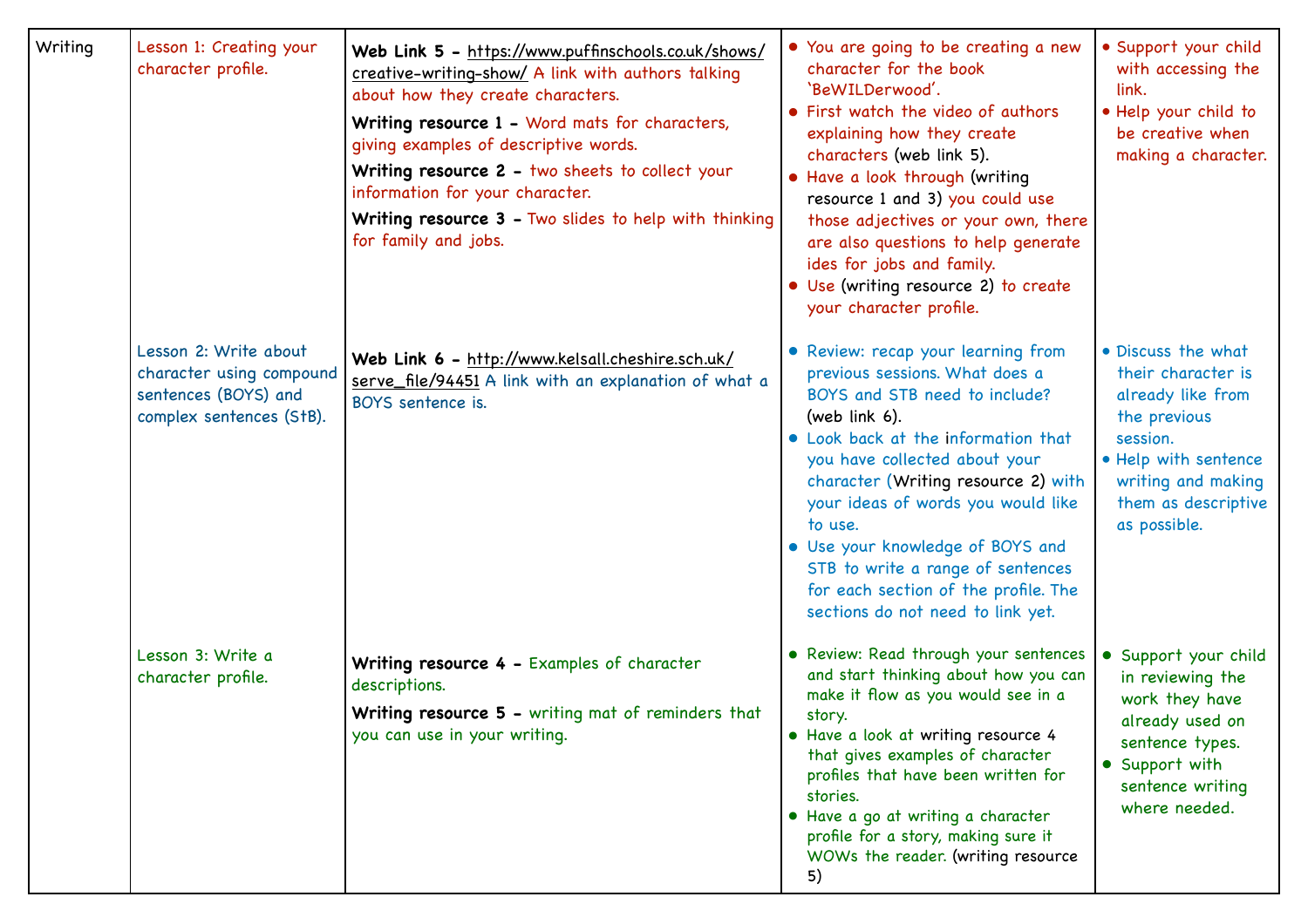| Writing | Lesson 1: Creating your character profile. | **Web Link 5 -** https://www.puffinschools.co.uk/shows/creative-writing-show/ A link with authors talking about how they create characters.<br>**Writing resource 1 -** Word mats for characters, giving examples of descriptive words.<br>**Writing resource 2 -** two sheets to collect your information for your character.<br>**Writing resource 3 -** Two slides to help with thinking for family and jobs. | • You are going to be creating a new character for the book 'BeWILDerwood'.<br>• First watch the video of authors explaining how they create characters (web link 5).<br>• Have a look through (writing resource 1 and 3) you could use those adjectives or your own, there are also questions to help generate ides for jobs and family.<br>• Use (writing resource 2) to create your character profile. | • Support your child with accessing the link.<br>• Help your child to be creative when making a character. |
|---|---|---|---|---|
| | Lesson 2: Write about character using compound sentences (BOYS) and complex sentences (StB). | **Web Link 6 -** http://www.kelsall.cheshire.sch.uk/serve_file/94451 A link with an explanation of what a BOYS sentence is. | • Review: recap your learning from previous sessions. What does a BOYS and STB need to include? (web link 6).<br>• Look back at the information that you have collected about your character (Writing resource 2) with your ideas of words you would like to use.<br>• Use your knowledge of BOYS and STB to write a range of sentences for each section of the profile. The sections do not need to link yet. | • Discuss the what their character is already like from the previous session.<br>• Help with sentence writing and making them as descriptive as possible. |
| | Lesson 3: Write a character profile. | **Writing resource 4 -** Examples of character descriptions.<br>**Writing resource 5 -** writing mat of reminders that you can use in your writing. | • Review: Read through your sentences and start thinking about how you can make it flow as you would see in a story.<br>• Have a look at writing resource 4 that gives examples of character profiles that have been written for stories.<br>• Have a go at writing a character profile for a story, making sure it WOWs the reader. (writing resource 5) | • Support your child in reviewing the work they have already used on sentence types.<br>• Support with sentence writing where needed. |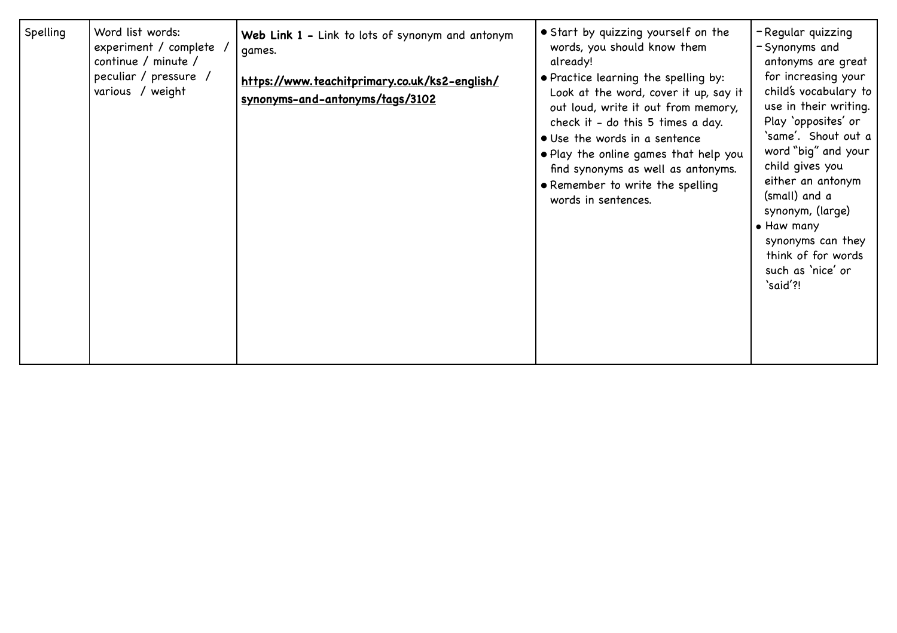| Spelling | Word list words: experiment / complete / continue / minute / peculiar / pressure / various / weight | **Web Link 1 -** Link to lots of synonym and antonym games.<br><br>**https://www.teachitprimary.co.uk/ks2-english/synonyms-and-antonyms/tags/3102** | • Start by quizzing yourself on the words, you should know them already!<br>• Practice learning the spelling by: Look at the word, cover it up, say it out loud, write it out from memory, check it - do this 5 times a day.<br>• Use the words in a sentence<br>• Play the online games that help you find synonyms as well as antonyms.<br>• Remember to write the spelling words in sentences. | - Regular quizzing<br>- Synonyms and antonyms are great for increasing your child's vocabulary to use in their writing. Play 'opposites' or 'same'. Shout out a word "big" and your child gives you either an antonym (small) and a synonym, (large)<br>• Haw many synonyms can they think of for words such as 'nice' or 'said'?! |
|---|---|---|---|---|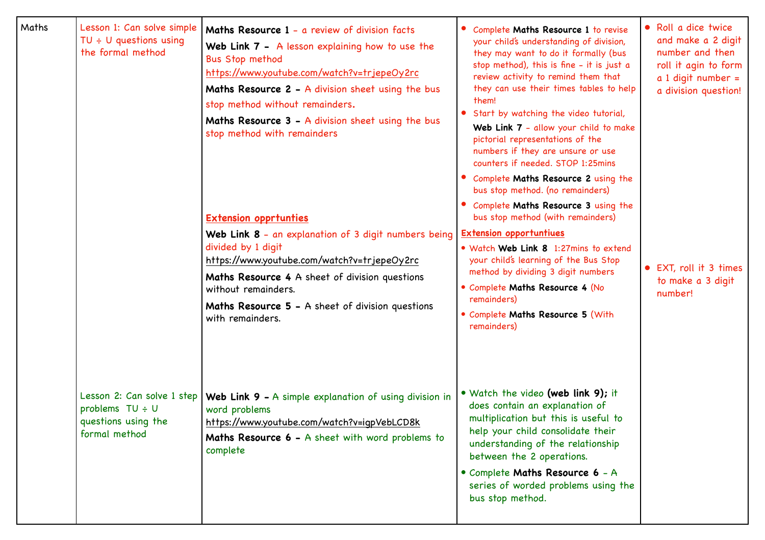| Maths | Lesson 1: Can solve simple TU ÷ U questions using the formal method | **Maths Resource 1** - a review of division facts<br>**Web Link 7 -** A lesson explaining how to use the Bus Stop method<br>https://www.youtube.com/watch?v=trjepeOy2rc<br>**Maths Resource 2 -** A division sheet using the bus stop method without remainders.<br>**Maths Resource 3 -** A division sheet using the bus stop method with remainders<br><br>**Extension opprtunties**<br>**Web Link 8** - an explanation of 3 digit numbers being divided by 1 digit<br>https://www.youtube.com/watch?v=trjepeOy2rc<br>**Maths Resource 4** A sheet of division questions without remainders.<br>**Maths Resource 5 -** A sheet of division questions with remainders. | • Complete **Maths Resource 1** to revise your child's understanding of division, they may want to do it formally (bus stop method), this is fine - it is just a review activity to remind them that they can use their times tables to help them!<br>• Start by watching the video tutorial, **Web Link 7** - allow your child to make pictorial representations of the numbers if they are unsure or use counters if needed. STOP 1:25mins<br>• Complete **Maths Resource 2** using the bus stop method. (no remainders)<br>• Complete **Maths Resource 3** using the bus stop method (with remainders)<br>**Extension opportuntiues**<br>• Watch **Web Link 8** 1:27mins to extend your child's learning of the Bus Stop method by dividing 3 digit numbers<br>• Complete **Maths Resource 4** (No remainders)<br>• Complete **Maths Resource 5** (With remainders) | • Roll a dice twice and make a 2 digit number and then roll it agin to form a 1 digit number = a division question!<br><br>• EXT, roll it 3 times to make a 3 digit number! |
|---|---|---|---|---|
| | Lesson 2: Can solve 1 step problems TU ÷ U questions using the formal method | **Web Link 9 -** A simple explanation of using division in word problems<br>https://www.youtube.com/watch?v=igpVebLCD8k<br>**Maths Resource 6 -** A sheet with word problems to complete | • Watch the video **(web link 9);** it does contain an explanation of multiplication but this is useful to help your child consolidate their understanding of the relationship between the 2 operations.<br>• Complete **Maths Resource 6** - A series of worded problems using the bus stop method. | |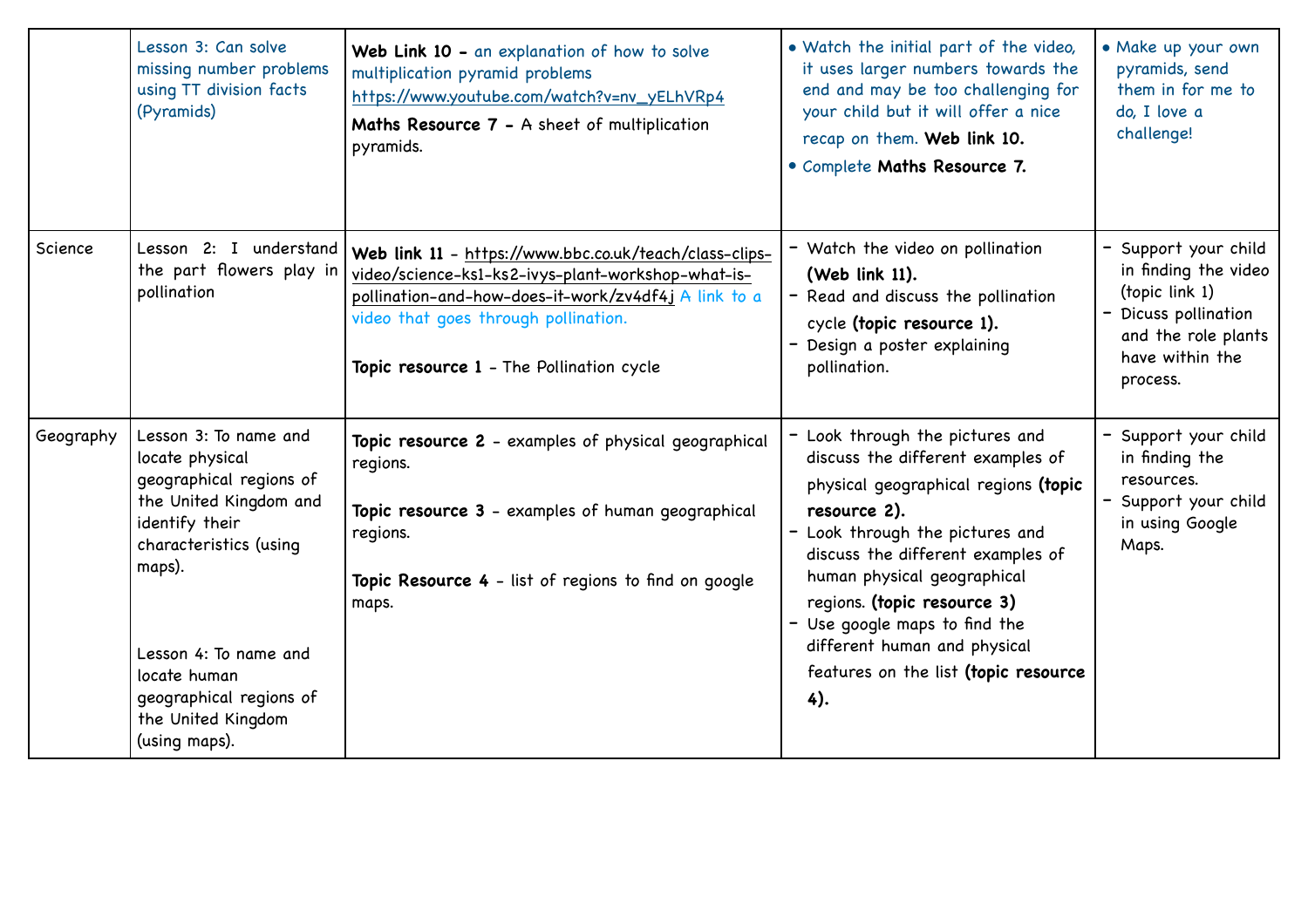| | | | | |
|---|---|---|---|---|
| | Lesson 3: Can solve missing number problems using TT division facts (Pyramids) | **Web Link 10 -** an explanation of how to solve multiplication pyramid problems https://www.youtube.com/watch?v=nv_yELhVRp4 <br> **Maths Resource 7 -** A sheet of multiplication pyramids. | • Watch the initial part of the video, it uses larger numbers towards the end and may be too challenging for your child but it will offer a nice recap on them. **Web link 10.** <br> • Complete **Maths Resource 7.** | • Make up your own pyramids, send them in for me to do, I love a challenge! |
| Science | Lesson 2: I understand the part flowers play in pollination | **Web link 11** - https://www.bbc.co.uk/teach/class-clips-video/science-ks1-ks2-ivys-plant-workshop-what-is-pollination-and-how-does-it-work/zv4df4j A link to a video that goes through pollination. <br><br> **Topic resource 1** - The Pollination cycle | - Watch the video on pollination **(Web link 11).** <br> - Read and discuss the pollination cycle **(topic resource 1).** <br> - Design a poster explaining pollination. | - Support your child in finding the video (topic link 1) <br> - Dicuss pollination and the role plants have within the process. |
| Geography | Lesson 3: To name and locate physical geographical regions of the United Kingdom and identify their characteristics (using maps). <br><br> Lesson 4: To name and locate human geographical regions of the United Kingdom (using maps). | **Topic resource 2** - examples of physical geographical regions. <br><br> **Topic resource 3** - examples of human geographical regions. <br><br> **Topic Resource 4** - list of regions to find on google maps. | - Look through the pictures and discuss the different examples of physical geographical regions **(topic resource 2).** <br> - Look through the pictures and discuss the different examples of human physical geographical regions. **(topic resource 3)** <br> - Use google maps to find the different human and physical features on the list **(topic resource 4).** | - Support your child in finding the resources. <br> - Support your child in using Google Maps. |